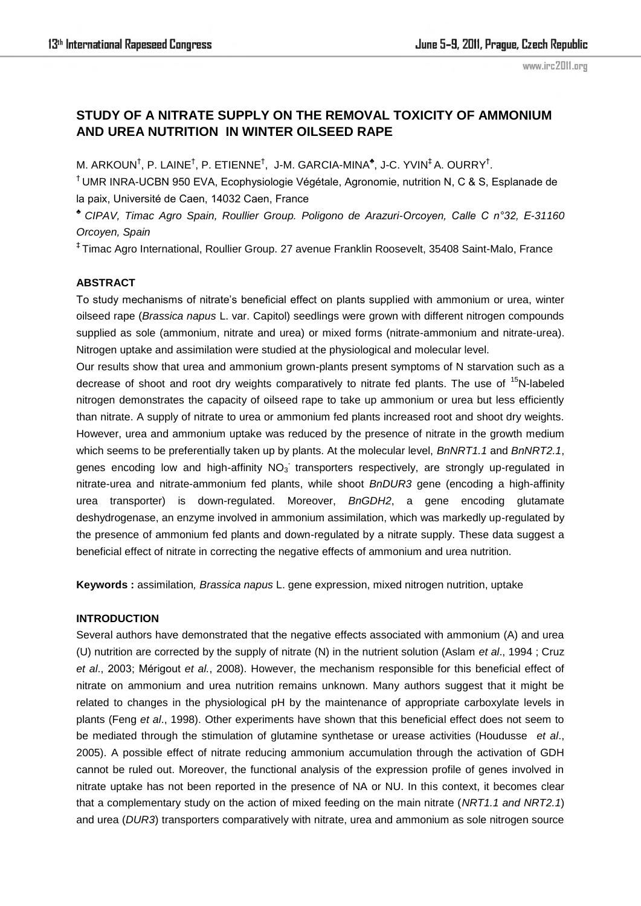# STUDY OF A NITRATE SUPPLY ON THE REMOVAL TOXICITY OF AMMONIUM AND UREA NUTRITION IN WINTER OILSEED RAPE

M. ARKOUN[†], P. LAINE[†], P. ETIENNE[†], J-M. GARCIA-MINA[♣], J-C. YVIN[‡] A. OURRY[†].

[†] UMR INRA-UCBN 950 EVA, Ecophysiologie Végétale, Agronomie, nutrition N, C & S, Esplanade de la paix, Université de Caen, 14032 Caen, France

[♣] *CIPAV, Timac Agro Spain, Roullier Group. Poligono de Arazuri-Orcoyen, Calle C n°32, E-31160 Orcoyen, Spain*

[‡] Timac Agro International, Roullier Group. 27 avenue Franklin Roosevelt, 35408 Saint-Malo, France

## ABSTRACT

To study mechanisms of nitrate's beneficial effect on plants supplied with ammonium or urea, winter oilseed rape (*Brassica napus* L. var. Capitol) seedlings were grown with different nitrogen compounds supplied as sole (ammonium, nitrate and urea) or mixed forms (nitrate-ammonium and nitrate-urea). Nitrogen uptake and assimilation were studied at the physiological and molecular level.

Our results show that urea and ammonium grown-plants present symptoms of N starvation such as a decrease of shoot and root dry weights comparatively to nitrate fed plants. The use of $^{15}$N-labeled nitrogen demonstrates the capacity of oilseed rape to take up ammonium or urea but less efficiently than nitrate. A supply of nitrate to urea or ammonium fed plants increased root and shoot dry weights. However, urea and ammonium uptake was reduced by the presence of nitrate in the growth medium which seems to be preferentially taken up by plants. At the molecular level, *BnNRT1.1* and *BnNRT2.1*, genes encoding low and high-affinity $NO_3^-$ transporters respectively, are strongly up-regulated in nitrate-urea and nitrate-ammonium fed plants, while shoot *BnDUR3* gene (encoding a high-affinity urea transporter) is down-regulated. Moreover, *BnGDH2*, a gene encoding glutamate deshydrogenase, an enzyme involved in ammonium assimilation, which was markedly up-regulated by the presence of ammonium fed plants and down-regulated by a nitrate supply. These data suggest a beneficial effect of nitrate in correcting the negative effects of ammonium and urea nutrition.

**Keywords :** assimilation*, Brassica napus* L. gene expression, mixed nitrogen nutrition, uptake

## INTRODUCTION

Several authors have demonstrated that the negative effects associated with ammonium (A) and urea (U) nutrition are corrected by the supply of nitrate (N) in the nutrient solution (Aslam *et al*., 1994 ; Cruz *et al*., 2003; Mérigout *et al.*, 2008). However, the mechanism responsible for this beneficial effect of nitrate on ammonium and urea nutrition remains unknown. Many authors suggest that it might be related to changes in the physiological pH by the maintenance of appropriate carboxylate levels in plants (Feng *et al*., 1998). Other experiments have shown that this beneficial effect does not seem to be mediated through the stimulation of glutamine synthetase or urease activities (Houdusse *et al*., 2005). A possible effect of nitrate reducing ammonium accumulation through the activation of GDH cannot be ruled out. Moreover, the functional analysis of the expression profile of genes involved in nitrate uptake has not been reported in the presence of NA or NU. In this context, it becomes clear that a complementary study on the action of mixed feeding on the main nitrate (*NRT1.1 and NRT2.1*) and urea (*DUR3*) transporters comparatively with nitrate, urea and ammonium as sole nitrogen source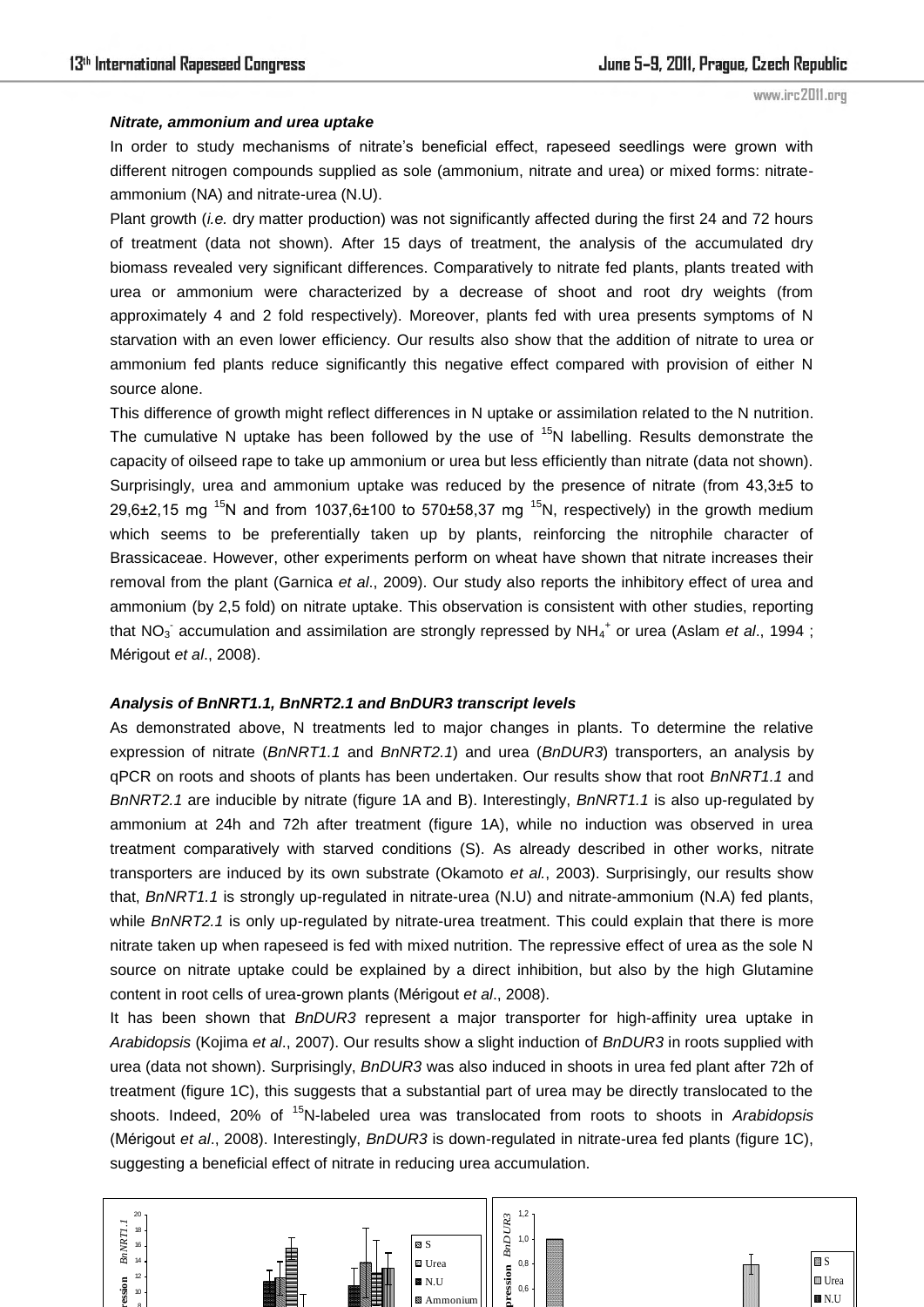### *Nitrate, ammonium and urea uptake*

In order to study mechanisms of nitrate's beneficial effect, rapeseed seedlings were grown with different nitrogen compounds supplied as sole (ammonium, nitrate and urea) or mixed forms: nitrate-ammonium (NA) and nitrate-urea (N.U).

Plant growth (*i.e.* dry matter production) was not significantly affected during the first 24 and 72 hours of treatment (data not shown). After 15 days of treatment, the analysis of the accumulated dry biomass revealed very significant differences. Comparatively to nitrate fed plants, plants treated with urea or ammonium were characterized by a decrease of shoot and root dry weights (from approximately 4 and 2 fold respectively). Moreover, plants fed with urea presents symptoms of N starvation with an even lower efficiency. Our results also show that the addition of nitrate to urea or ammonium fed plants reduce significantly this negative effect compared with provision of either N source alone.

This difference of growth might reflect differences in N uptake or assimilation related to the N nutrition. The cumulative N uptake has been followed by the use of $^{15}$N labelling. Results demonstrate the capacity of oilseed rape to take up ammonium or urea but less efficiently than nitrate (data not shown). Surprisingly, urea and ammonium uptake was reduced by the presence of nitrate (from 43,3±5 to 29,6±2,15 mg $^{15}$N and from 1037,6±100 to 570±58,37 mg $^{15}$N, respectively) in the growth medium which seems to be preferentially taken up by plants, reinforcing the nitrophile character of Brassicaceae. However, other experiments perform on wheat have shown that nitrate increases their removal from the plant (Garnica *et al*., 2009). Our study also reports the inhibitory effect of urea and ammonium (by 2,5 fold) on nitrate uptake. This observation is consistent with other studies, reporting that $NO_3^-$ accumulation and assimilation are strongly repressed by $NH_4^+$ or urea (Aslam *et al*., 1994 ; Mérigout *et al*., 2008).

### *Analysis of BnNRT1.1, BnNRT2.1 and BnDUR3 transcript levels*

As demonstrated above, N treatments led to major changes in plants. To determine the relative expression of nitrate (*BnNRT1.1* and *BnNRT2.1*) and urea (*BnDUR3*) transporters, an analysis by qPCR on roots and shoots of plants has been undertaken. Our results show that root *BnNRT1.1* and *BnNRT2.1* are inducible by nitrate (figure 1A and B). Interestingly, *BnNRT1.1* is also up-regulated by ammonium at 24h and 72h after treatment (figure 1A), while no induction was observed in urea treatment comparatively with starved conditions (S). As already described in other works, nitrate transporters are induced by its own substrate (Okamoto *et al.*, 2003). Surprisingly, our results show that, *BnNRT1.1* is strongly up-regulated in nitrate-urea (N.U) and nitrate-ammonium (N.A) fed plants, while *BnNRT2.1* is only up-regulated by nitrate-urea treatment. This could explain that there is more nitrate taken up when rapeseed is fed with mixed nutrition. The repressive effect of urea as the sole N source on nitrate uptake could be explained by a direct inhibition, but also by the high Glutamine content in root cells of urea-grown plants (Mérigout *et al*., 2008).

It has been shown that *BnDUR3* represent a major transporter for high-affinity urea uptake in *Arabidopsis* (Kojima *et al*., 2007). Our results show a slight induction of *BnDUR3* in roots supplied with urea (data not shown). Surprisingly, *BnDUR3* was also induced in shoots in urea fed plant after 72h of treatment (figure 1C), this suggests that a substantial part of urea may be directly translocated to the shoots. Indeed, 20% of $^{15}$N-labeled urea was translocated from roots to shoots in *Arabidopsis* (Mérigout *et al*., 2008). Interestingly, *BnDUR3* is down-regulated in nitrate-urea fed plants (figure 1C), suggesting a beneficial effect of nitrate in reducing urea accumulation.

ression BnNRT1.1
20
18
16
14
12
10
8
S
Urea
N.U
Ammonium

pression BnDUR3
1,2
1,0
0,8
0,6
S
Urea
N.U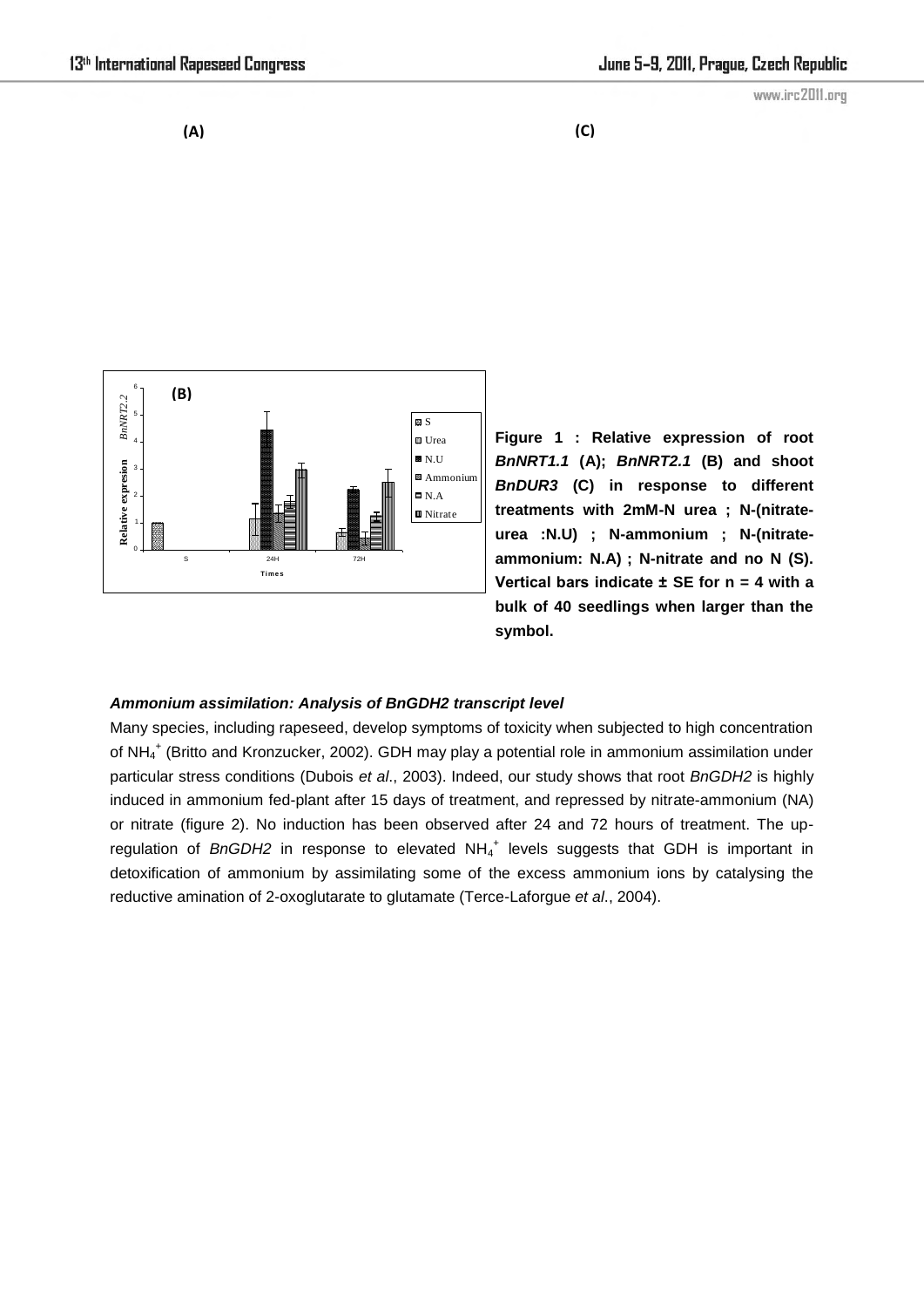(A)

(C)

(B)

**Figure 1 : Relative expression of root *BnNRT1.1* (A); *BnNRT2.1* (B) and shoot *BnDUR3* (C) in response to different treatments with 2mM-N urea ; N-(nitrate-urea :N.U) ; N-ammonium ; N-(nitrate-ammonium: N.A) ; N-nitrate and no N (S). Vertical bars indicate ± SE for n = 4 with a bulk of 40 seedlings when larger than the symbol.**

### *Ammonium assimilation: Analysis of BnGDH2 transcript level*

Many species, including rapeseed, develop symptoms of toxicity when subjected to high concentration of $NH_4^+$ (Britto and Kronzucker, 2002). GDH may play a potential role in ammonium assimilation under particular stress conditions (Dubois *et al*., 2003). Indeed, our study shows that root *BnGDH2* is highly induced in ammonium fed-plant after 15 days of treatment, and repressed by nitrate-ammonium (NA) or nitrate (figure 2). No induction has been observed after 24 and 72 hours of treatment. The up-regulation of *BnGDH2* in response to elevated $NH_4^+$ levels suggests that GDH is important in detoxification of ammonium by assimilating some of the excess ammonium ions by catalysing the reductive amination of 2-oxoglutarate to glutamate (Terce-Laforgue *et al*., 2004).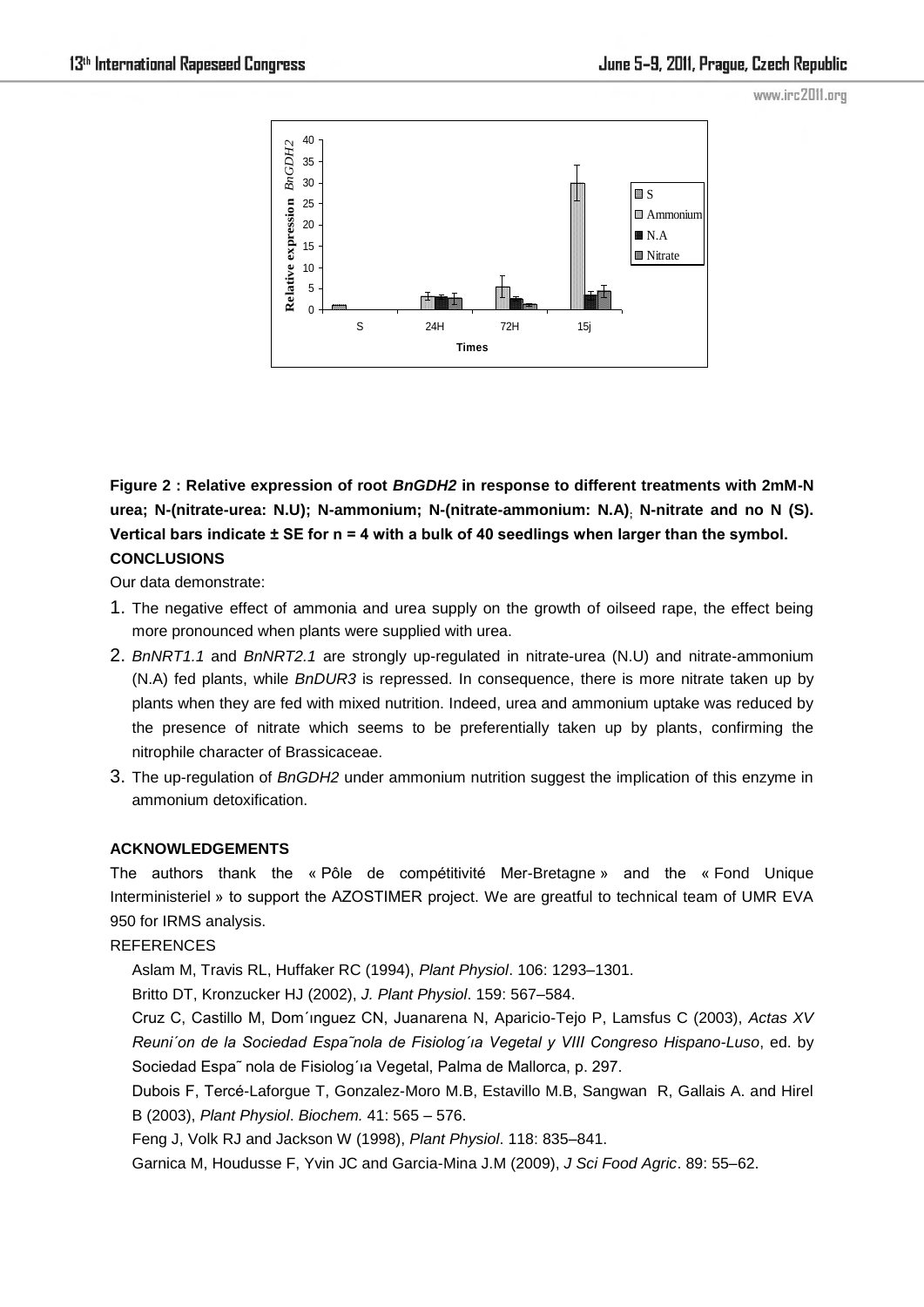Relative expression *BnGDH2*

40
35
30
25
20
15
10
5
0

S
24H
72H
15j

Times

S
Ammonium
N.A
Nitrate

**Figure 2 : Relative expression of root *BnGDH2* in response to different treatments with 2mM-N urea; N-(nitrate-urea: N.U); N-ammonium; N-(nitrate-ammonium: N.A); N-nitrate and no N (S). Vertical bars indicate ± SE for n = 4 with a bulk of 40 seedlings when larger than the symbol.**

**CONCLUSIONS**

Our data demonstrate:

1. The negative effect of ammonia and urea supply on the growth of oilseed rape, the effect being more pronounced when plants were supplied with urea.
2. *BnNRT1.1* and *BnNRT2.1* are strongly up-regulated in nitrate-urea (N.U) and nitrate-ammonium (N.A) fed plants, while *BnDUR3* is repressed. In consequence, there is more nitrate taken up by plants when they are fed with mixed nutrition. Indeed, urea and ammonium uptake was reduced by the presence of nitrate which seems to be preferentially taken up by plants, confirming the nitrophile character of Brassicaceae.
3. The up-regulation of *BnGDH2* under ammonium nutrition suggest the implication of this enzyme in ammonium detoxification.

**ACKNOWLEDGEMENTS**

The authors thank the « Pôle de compétitivité Mer-Bretagne » and the « Fond Unique Interministeriel » to support the AZOSTIMER project. We are greatful to technical team of UMR EVA 950 for IRMS analysis.

REFERENCES

Aslam M, Travis RL, Huffaker RC (1994), *Plant Physiol*. 106: 1293–1301.

Britto DT, Kronzucker HJ (2002), *J. Plant Physiol*. 159: 567–584.

Cruz C, Castillo M, Dom´ınguez CN, Juanarena N, Aparicio-Tejo P, Lamsfus C (2003), *Actas XV Reuni´on de la Sociedad Espa˜nola de Fisiolog´ıa Vegetal y VIII Congreso Hispano-Luso*, ed. by Sociedad Espa˜ nola de Fisiolog´ıa Vegetal, Palma de Mallorca, p. 297.

Dubois F, Tercé-Laforgue T, Gonzalez-Moro M.B, Estavillo M.B, Sangwan R, Gallais A. and Hirel B (2003), *Plant Physiol*. *Biochem.* 41: 565 – 576.

Feng J, Volk RJ and Jackson W (1998), *Plant Physiol*. 118: 835–841.

Garnica M, Houdusse F, Yvin JC and Garcia-Mina J.M (2009), *J Sci Food Agric*. 89: 55–62.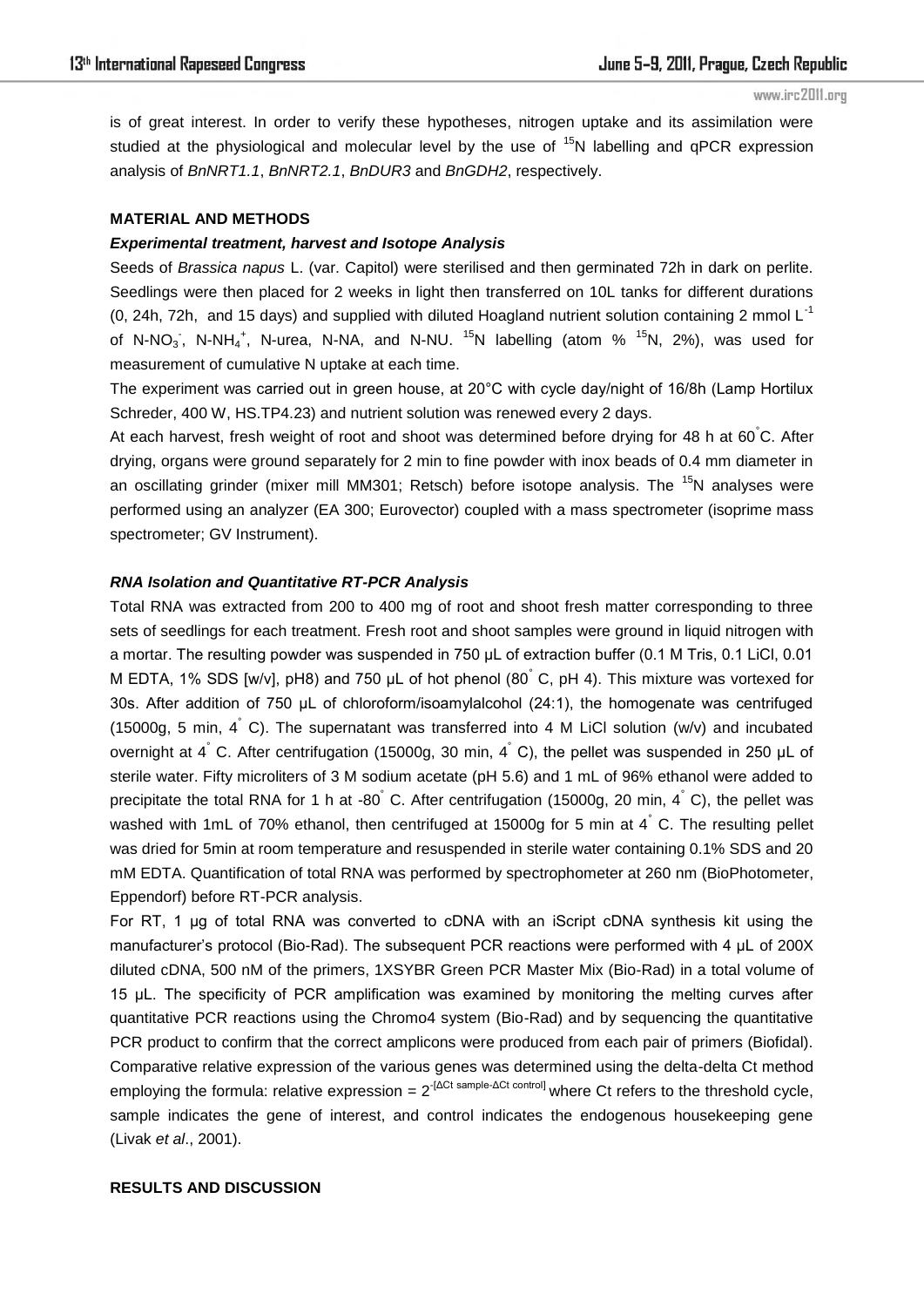is of great interest. In order to verify these hypotheses, nitrogen uptake and its assimilation were studied at the physiological and molecular level by the use of $^{15}N$ labelling and qPCR expression analysis of *BnNRT1.1*, *BnNRT2.1*, *BnDUR3* and *BnGDH2*, respectively.

## MATERIAL AND METHODS

### *Experimental treatment, harvest and Isotope Analysis*

Seeds of *Brassica napus* L. (var. Capitol) were sterilised and then germinated 72h in dark on perlite. Seedlings were then placed for 2 weeks in light then transferred on 10L tanks for different durations (0, 24h, 72h, and 15 days) and supplied with diluted Hoagland nutrient solution containing 2 mmol $L^{-1}$ of N-$NO_3^-$, N-$NH_4^+$, N-urea, N-NA, and N-NU. $^{15}N$ labelling (atom % $^{15}N$, 2%), was used for measurement of cumulative N uptake at each time.

The experiment was carried out in green house, at 20°C with cycle day/night of 16/8h (Lamp Hortilux Schreder, 400 W, HS.TP4.23) and nutrient solution was renewed every 2 days.

At each harvest, fresh weight of root and shoot was determined before drying for 48 h at 60°C. After drying, organs were ground separately for 2 min to fine powder with inox beads of 0.4 mm diameter in an oscillating grinder (mixer mill MM301; Retsch) before isotope analysis. The $^{15}N$ analyses were performed using an analyzer (EA 300; Eurovector) coupled with a mass spectrometer (isoprime mass spectrometer; GV Instrument).

### *RNA Isolation and Quantitative RT-PCR Analysis*

Total RNA was extracted from 200 to 400 mg of root and shoot fresh matter corresponding to three sets of seedlings for each treatment. Fresh root and shoot samples were ground in liquid nitrogen with a mortar. The resulting powder was suspended in 750 µL of extraction buffer (0.1 M Tris, 0.1 LiCl, 0.01 M EDTA, 1% SDS [w/v], pH8) and 750 µL of hot phenol (80° C, pH 4). This mixture was vortexed for 30s. After addition of 750 µL of chloroform/isoamylalcohol (24:1), the homogenate was centrifuged (15000g, 5 min, 4° C). The supernatant was transferred into 4 M LiCl solution (w/v) and incubated overnight at 4° C. After centrifugation (15000g, 30 min, 4° C), the pellet was suspended in 250 µL of sterile water. Fifty microliters of 3 M sodium acetate (pH 5.6) and 1 mL of 96% ethanol were added to precipitate the total RNA for 1 h at -80° C. After centrifugation (15000g, 20 min, 4° C), the pellet was washed with 1mL of 70% ethanol, then centrifuged at 15000g for 5 min at 4° C. The resulting pellet was dried for 5min at room temperature and resuspended in sterile water containing 0.1% SDS and 20 mM EDTA. Quantification of total RNA was performed by spectrophometer at 260 nm (BioPhotometer, Eppendorf) before RT-PCR analysis.

For RT, 1 µg of total RNA was converted to cDNA with an iScript cDNA synthesis kit using the manufacturer's protocol (Bio-Rad). The subsequent PCR reactions were performed with 4 µL of 200X diluted cDNA, 500 nM of the primers, 1XSYBR Green PCR Master Mix (Bio-Rad) in a total volume of 15 µL. The specificity of PCR amplification was examined by monitoring the melting curves after quantitative PCR reactions using the Chromo4 system (Bio-Rad) and by sequencing the quantitative PCR product to confirm that the correct amplicons were produced from each pair of primers (Biofidal). Comparative relative expression of the various genes was determined using the delta-delta Ct method employing the formula: relative expression = $2^{-[\Delta Ct\ sample - \Delta Ct\ control]}$ where Ct refers to the threshold cycle, sample indicates the gene of interest, and control indicates the endogenous housekeeping gene (Livak *et al*., 2001).

## RESULTS AND DISCUSSION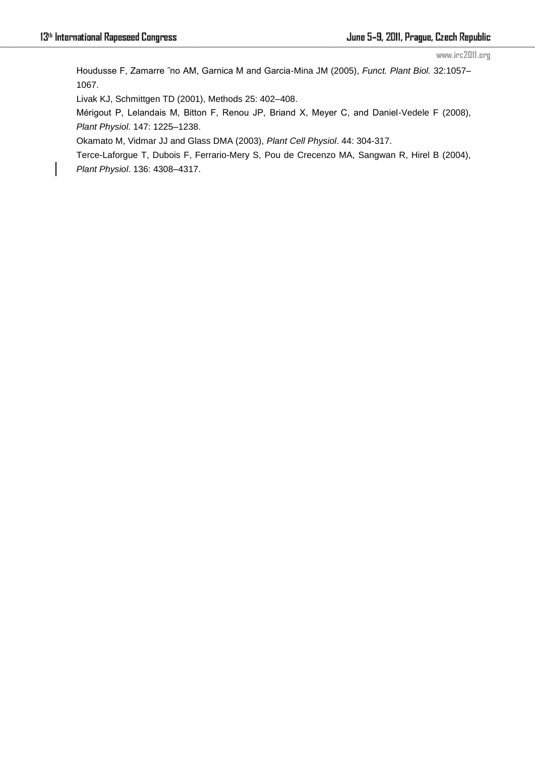Houdusse F, Zamarre ˜no AM, Garnica M and Garcia-Mina JM (2005), *Funct. Plant Biol.* 32:1057–1067.

Livak KJ, Schmittgen TD (2001), Methods 25: 402–408.

Mérigout P, Lelandais M, Bitton F, Renou JP, Briand X, Meyer C, and Daniel-Vedele F (2008), *Plant Physiol*. 147: 1225–1238.

Okamato M, Vidmar JJ and Glass DMA (2003), *Plant Cell Physiol*. 44: 304-317.

Terce-Laforgue T, Dubois F, Ferrario-Mery S, Pou de Crecenzo MA, Sangwan R, Hirel B (2004), *Plant Physiol*. 136: 4308–4317.